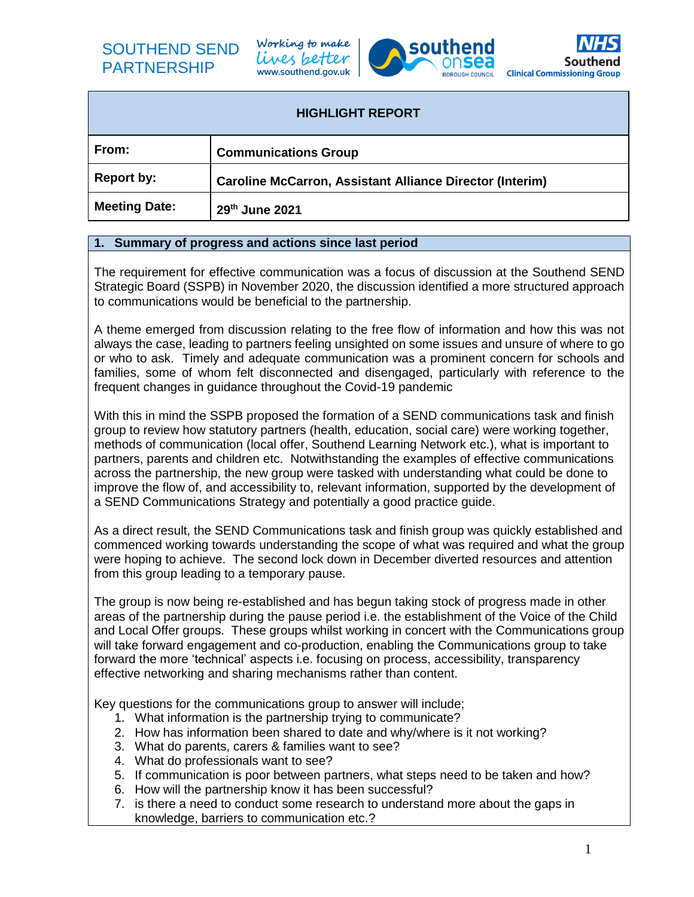SOUTHEND SEND PARTNERSHIP

Working to make lives better
www.southend.gov.uk

southend onsea BOROUGH COUNCIL

NHS Southend Clinical Commissioning Group

| HIGHLIGHT REPORT | |
|---|---|
| **From:** | **Communications Group** |
| **Report by:** | **Caroline McCarron, Assistant Alliance Director (Interim)** |
| **Meeting Date:** | **29th June 2021** |

## 1. Summary of progress and actions since last period

The requirement for effective communication was a focus of discussion at the Southend SEND Strategic Board (SSPB) in November 2020, the discussion identified a more structured approach to communications would be beneficial to the partnership.

A theme emerged from discussion relating to the free flow of information and how this was not always the case, leading to partners feeling unsighted on some issues and unsure of where to go or who to ask. Timely and adequate communication was a prominent concern for schools and families, some of whom felt disconnected and disengaged, particularly with reference to the frequent changes in guidance throughout the Covid-19 pandemic

With this in mind the SSPB proposed the formation of a SEND communications task and finish group to review how statutory partners (health, education, social care) were working together, methods of communication (local offer, Southend Learning Network etc.), what is important to partners, parents and children etc. Notwithstanding the examples of effective communications across the partnership, the new group were tasked with understanding what could be done to improve the flow of, and accessibility to, relevant information, supported by the development of a SEND Communications Strategy and potentially a good practice guide.

As a direct result, the SEND Communications task and finish group was quickly established and commenced working towards understanding the scope of what was required and what the group were hoping to achieve. The second lock down in December diverted resources and attention from this group leading to a temporary pause.

The group is now being re-established and has begun taking stock of progress made in other areas of the partnership during the pause period i.e. the establishment of the Voice of the Child and Local Offer groups. These groups whilst working in concert with the Communications group will take forward engagement and co-production, enabling the Communications group to take forward the more 'technical' aspects i.e. focusing on process, accessibility, transparency effective networking and sharing mechanisms rather than content.

Key questions for the communications group to answer will include;

1. What information is the partnership trying to communicate?
2. How has information been shared to date and why/where is it not working?
3. What do parents, carers & families want to see?
4. What do professionals want to see?
5. If communication is poor between partners, what steps need to be taken and how?
6. How will the partnership know it has been successful?
7. is there a need to conduct some research to understand more about the gaps in knowledge, barriers to communication etc.?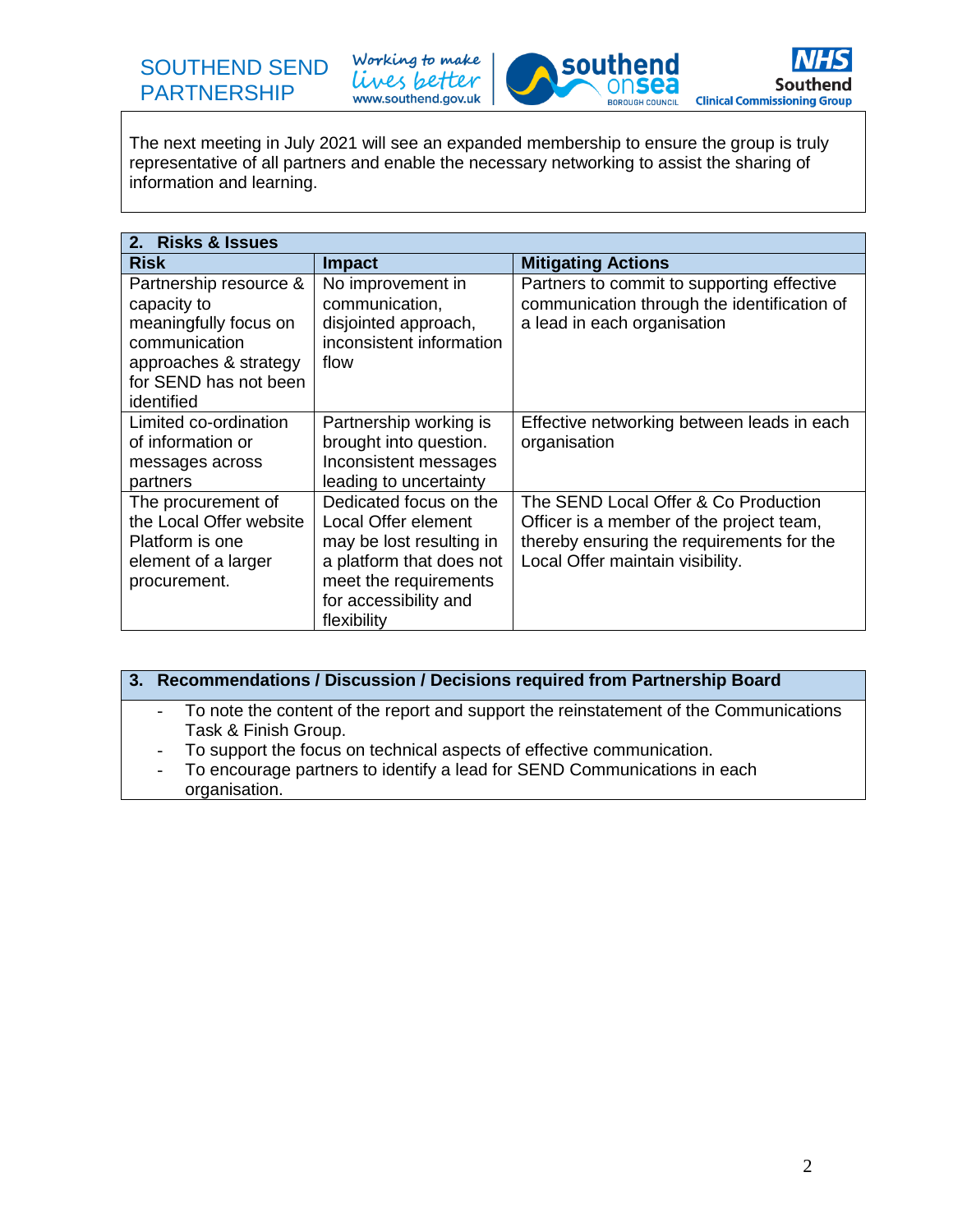The next meeting in July 2021 will see an expanded membership to ensure the group is truly representative of all partners and enable the necessary networking to assist the sharing of information and learning.

## 2. Risks & Issues

| Risk | Impact | Mitigating Actions |
|---|---|---|
| Partnership resource & capacity to meaningfully focus on communication approaches & strategy for SEND has not been identified | No improvement in communication, disjointed approach, inconsistent information flow | Partners to commit to supporting effective communication through the identification of a lead in each organisation |
| Limited co-ordination of information or messages across partners | Partnership working is brought into question. Inconsistent messages leading to uncertainty | Effective networking between leads in each organisation |
| The procurement of the Local Offer website Platform is one element of a larger procurement. | Dedicated focus on the Local Offer element may be lost resulting in a platform that does not meet the requirements for accessibility and flexibility | The SEND Local Offer & Co Production Officer is a member of the project team, thereby ensuring the requirements for the Local Offer maintain visibility. |

## 3. Recommendations / Discussion / Decisions required from Partnership Board

- To note the content of the report and support the reinstatement of the Communications Task & Finish Group.
- To support the focus on technical aspects of effective communication.
- To encourage partners to identify a lead for SEND Communications in each organisation.